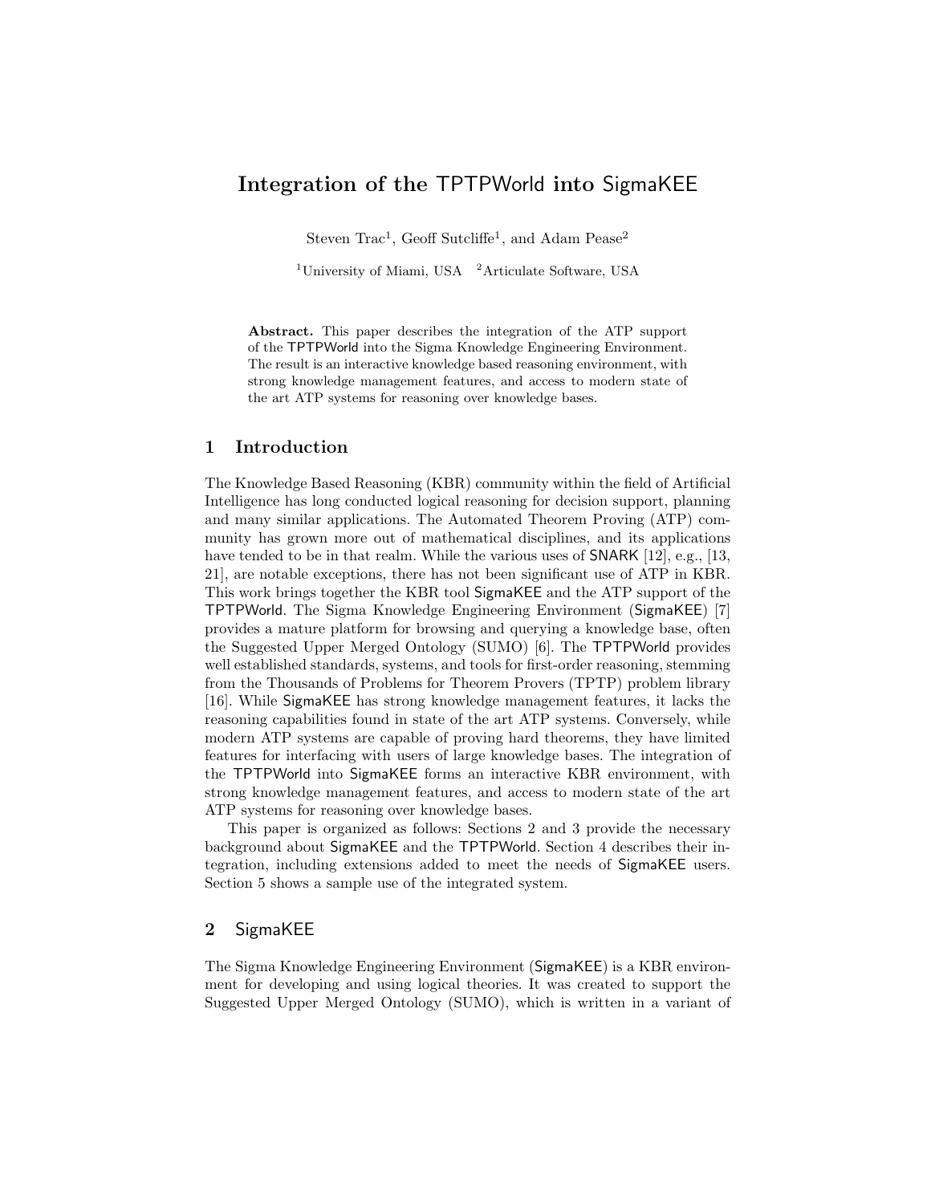# Integration of the TPTPWorld into SigmaKEE

Steven Trac[1], Geoff Sutcliffe[1], and Adam Pease[2]

[1]University of Miami, USA [2]Articulate Software, USA

**Abstract.** This paper describes the integration of the ATP support of the TPTPWorld into the Sigma Knowledge Engineering Environment. The result is an interactive knowledge based reasoning environment, with strong knowledge management features, and access to modern state of the art ATP systems for reasoning over knowledge bases.

## 1 Introduction

The Knowledge Based Reasoning (KBR) community within the field of Artificial Intelligence has long conducted logical reasoning for decision support, planning and many similar applications. The Automated Theorem Proving (ATP) community has grown more out of mathematical disciplines, and its applications have tended to be in that realm. While the various uses of SNARK [12], e.g., [13, 21], are notable exceptions, there has not been significant use of ATP in KBR. This work brings together the KBR tool SigmaKEE and the ATP support of the TPTPWorld. The Sigma Knowledge Engineering Environment (SigmaKEE) [7] provides a mature platform for browsing and querying a knowledge base, often the Suggested Upper Merged Ontology (SUMO) [6]. The TPTPWorld provides well established standards, systems, and tools for first-order reasoning, stemming from the Thousands of Problems for Theorem Provers (TPTP) problem library [16]. While SigmaKEE has strong knowledge management features, it lacks the reasoning capabilities found in state of the art ATP systems. Conversely, while modern ATP systems are capable of proving hard theorems, they have limited features for interfacing with users of large knowledge bases. The integration of the TPTPWorld into SigmaKEE forms an interactive KBR environment, with strong knowledge management features, and access to modern state of the art ATP systems for reasoning over knowledge bases.

This paper is organized as follows: Sections 2 and 3 provide the necessary background about SigmaKEE and the TPTPWorld. Section 4 describes their integration, including extensions added to meet the needs of SigmaKEE users. Section 5 shows a sample use of the integrated system.

## 2 SigmaKEE

The Sigma Knowledge Engineering Environment (SigmaKEE) is a KBR environment for developing and using logical theories. It was created to support the Suggested Upper Merged Ontology (SUMO), which is written in a variant of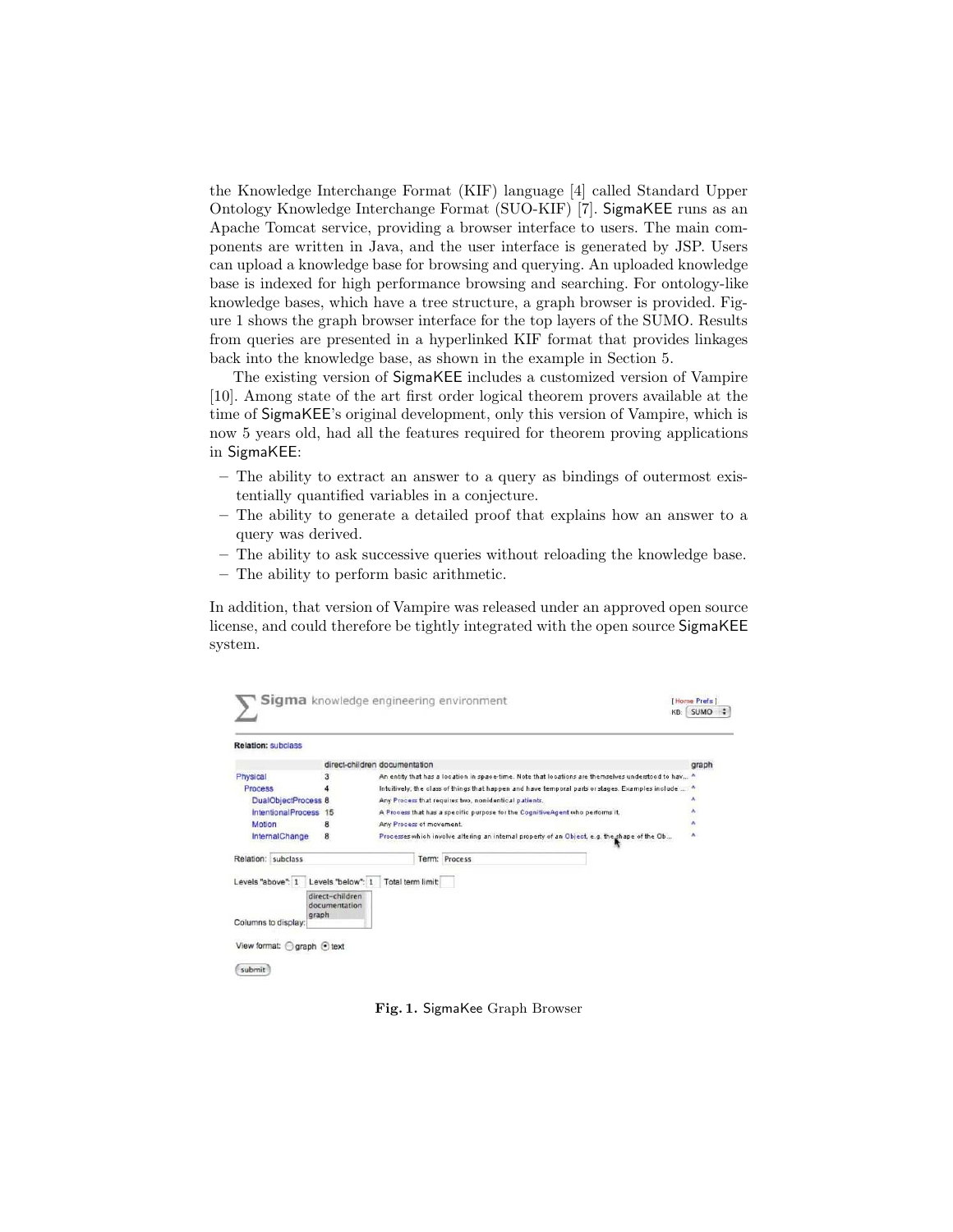the Knowledge Interchange Format (KIF) language [4] called Standard Upper Ontology Knowledge Interchange Format (SUO-KIF) [7]. SigmaKEE runs as an Apache Tomcat service, providing a browser interface to users. The main components are written in Java, and the user interface is generated by JSP. Users can upload a knowledge base for browsing and querying. An uploaded knowledge base is indexed for high performance browsing and searching. For ontology-like knowledge bases, which have a tree structure, a graph browser is provided. Figure 1 shows the graph browser interface for the top layers of the SUMO. Results from queries are presented in a hyperlinked KIF format that provides linkages back into the knowledge base, as shown in the example in Section 5.

The existing version of SigmaKEE includes a customized version of Vampire [10]. Among state of the art first order logical theorem provers available at the time of SigmaKEE's original development, only this version of Vampire, which is now 5 years old, had all the features required for theorem proving applications in SigmaKEE:

- The ability to extract an answer to a query as bindings of outermost existentially quantified variables in a conjecture.
- The ability to generate a detailed proof that explains how an answer to a query was derived.
- The ability to ask successive queries without reloading the knowledge base.
- The ability to perform basic arithmetic.

In addition, that version of Vampire was released under an approved open source license, and could therefore be tightly integrated with the open source SigmaKEE system.

**Fig. 1.** SigmaKee Graph Browser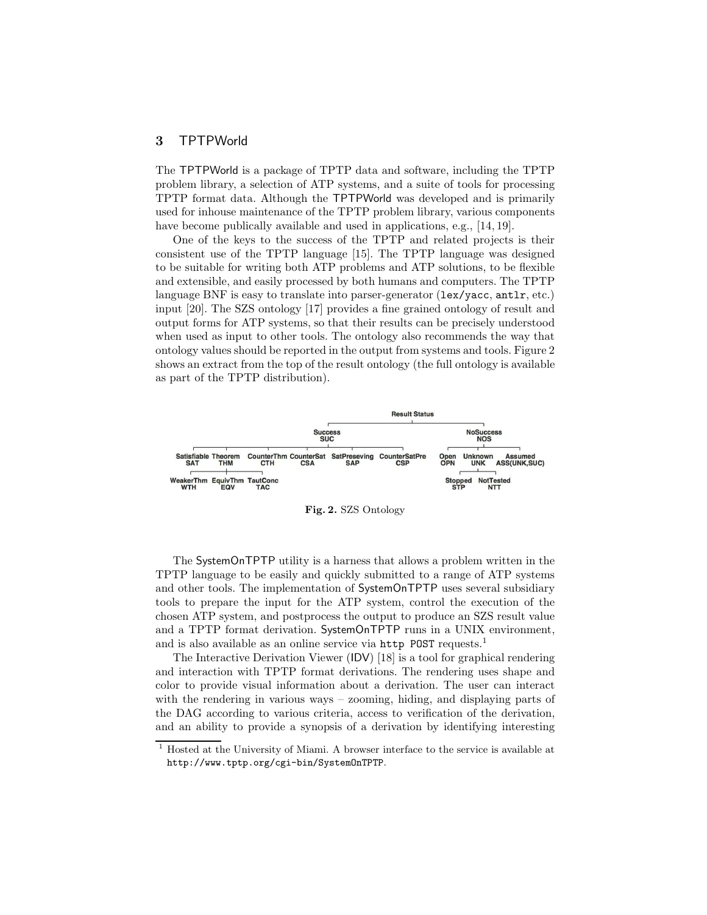## 3 TPTPWorld

The TPTPWorld is a package of TPTP data and software, including the TPTP problem library, a selection of ATP systems, and a suite of tools for processing TPTP format data. Although the TPTPWorld was developed and is primarily used for inhouse maintenance of the TPTP problem library, various components have become publically available and used in applications, e.g., [14, 19].

One of the keys to the success of the TPTP and related projects is their consistent use of the TPTP language [15]. The TPTP language was designed to be suitable for writing both ATP problems and ATP solutions, to be flexible and extensible, and easily processed by both humans and computers. The TPTP language BNF is easy to translate into parser-generator (`lex/yacc`, `antlr`, etc.) input [20]. The SZS ontology [17] provides a fine grained ontology of result and output forms for ATP systems, so that their results can be precisely understood when used as input to other tools. The ontology also recommends the way that ontology values should be reported in the output from systems and tools. Figure 2 shows an extract from the top of the result ontology (the full ontology is available as part of the TPTP distribution).

- Result Status
  - Success (SUC)
    - Satisfiable (SAT)
    - Theorem (THM)
      - WeakerThm (WTH)
      - EquivThm (EQV)
      - TautConc (TAC)
    - CounterThm (CTH)
    - CounterSat (CSA)
    - SatPreseving (SAP)
    - CounterSatPre (CSP)
  - NoSuccess (NOS)
    - Open (OPN)
    - Unknown (UNK)
      - Stopped (STP)
      - NotTested (NTT)
    - Assumed (ASS(UNK,SUC))

**Fig. 2.** SZS Ontology

The SystemOnTPTP utility is a harness that allows a problem written in the TPTP language to be easily and quickly submitted to a range of ATP systems and other tools. The implementation of SystemOnTPTP uses several subsidiary tools to prepare the input for the ATP system, control the execution of the chosen ATP system, and postprocess the output to produce an SZS result value and a TPTP format derivation. SystemOnTPTP runs in a UNIX environment, and is also available as an online service via `http POST` requests.[1]

The Interactive Derivation Viewer (IDV) [18] is a tool for graphical rendering and interaction with TPTP format derivations. The rendering uses shape and color to provide visual information about a derivation. The user can interact with the rendering in various ways – zooming, hiding, and displaying parts of the DAG according to various criteria, access to verification of the derivation, and an ability to provide a synopsis of a derivation by identifying interesting

[1] Hosted at the University of Miami. A browser interface to the service is available at `http://www.tptp.org/cgi-bin/SystemOnTPTP`.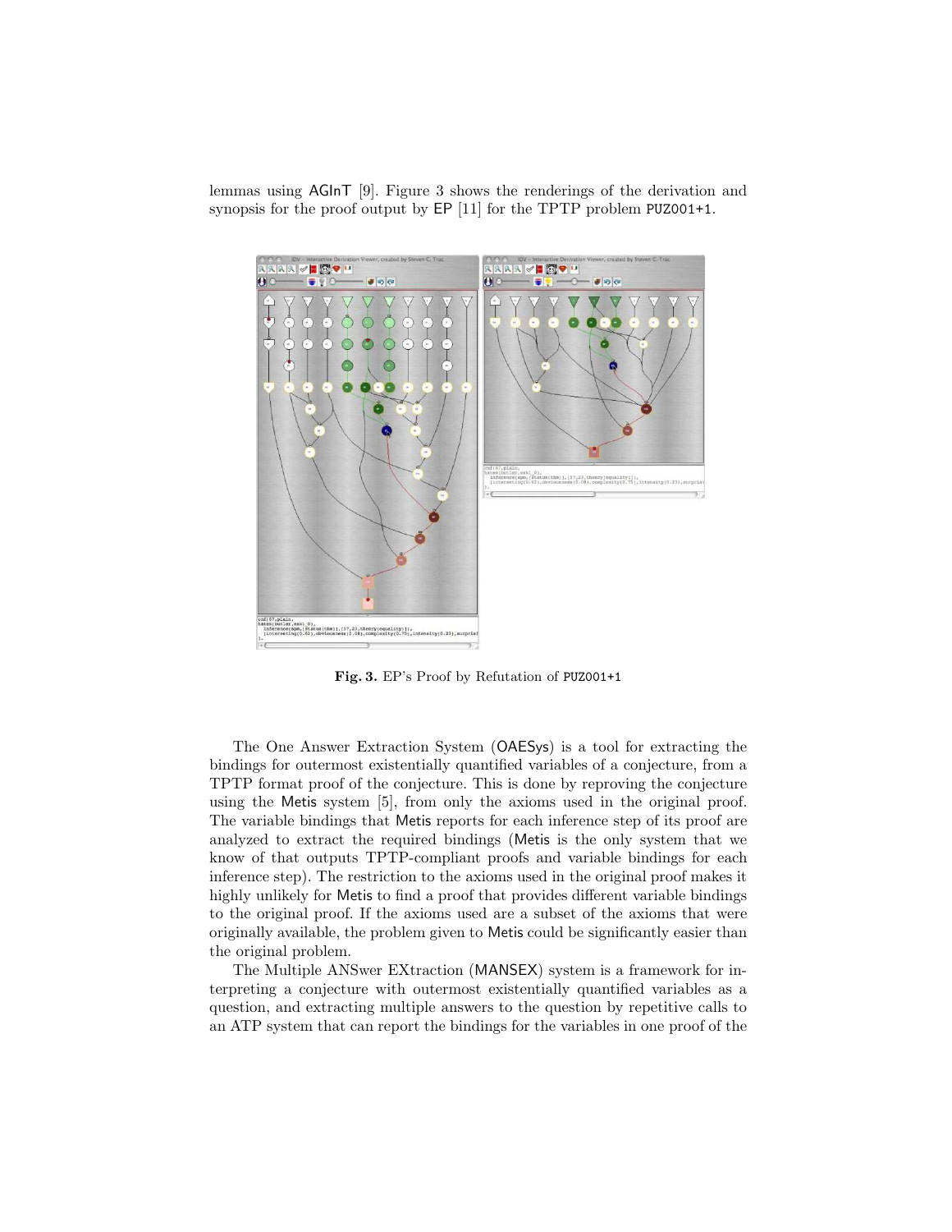lemmas using AGInT [9]. Figure 3 shows the renderings of the derivation and synopsis for the proof output by EP [11] for the TPTP problem PUZ001+1.

**Fig. 3.** EP's Proof by Refutation of PUZ001+1

The One Answer Extraction System (OAESys) is a tool for extracting the bindings for outermost existentially quantified variables of a conjecture, from a TPTP format proof of the conjecture. This is done by reproving the conjecture using the Metis system [5], from only the axioms used in the original proof. The variable bindings that Metis reports for each inference step of its proof are analyzed to extract the required bindings (Metis is the only system that we know of that outputs TPTP-compliant proofs and variable bindings for each inference step). The restriction to the axioms used in the original proof makes it highly unlikely for Metis to find a proof that provides different variable bindings to the original proof. If the axioms used are a subset of the axioms that were originally available, the problem given to Metis could be significantly easier than the original problem.

The Multiple ANSwer EXtraction (MANSEX) system is a framework for interpreting a conjecture with outermost existentially quantified variables as a question, and extracting multiple answers to the question by repetitive calls to an ATP system that can report the bindings for the variables in one proof of the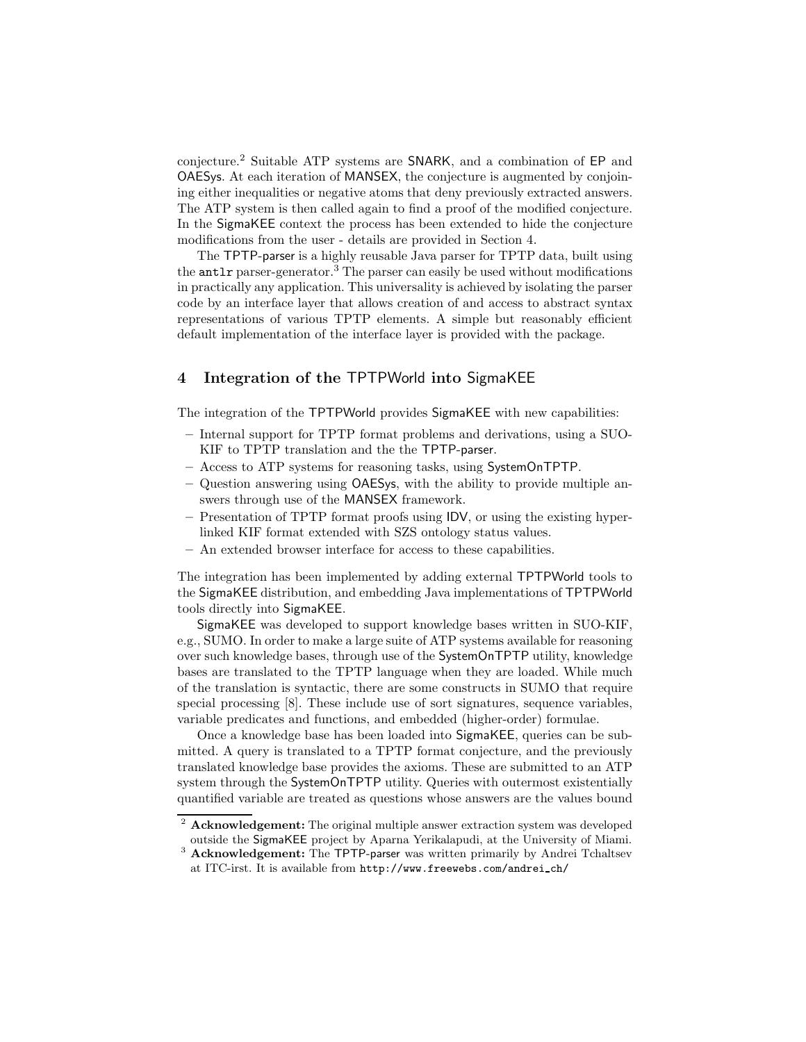conjecture.[2] Suitable ATP systems are SNARK, and a combination of EP and OAESys. At each iteration of MANSEX, the conjecture is augmented by conjoining either inequalities or negative atoms that deny previously extracted answers. The ATP system is then called again to find a proof of the modified conjecture. In the SigmaKEE context the process has been extended to hide the conjecture modifications from the user - details are provided in Section 4.

The TPTP-parser is a highly reusable Java parser for TPTP data, built using the `antlr` parser-generator.[3] The parser can easily be used without modifications in practically any application. This universality is achieved by isolating the parser code by an interface layer that allows creation of and access to abstract syntax representations of various TPTP elements. A simple but reasonably efficient default implementation of the interface layer is provided with the package.

## 4 Integration of the TPTPWorld into SigmaKEE

The integration of the TPTPWorld provides SigmaKEE with new capabilities:

- Internal support for TPTP format problems and derivations, using a SUO-KIF to TPTP translation and the the TPTP-parser.
- Access to ATP systems for reasoning tasks, using SystemOnTPTP.
- Question answering using OAESys, with the ability to provide multiple answers through use of the MANSEX framework.
- Presentation of TPTP format proofs using IDV, or using the existing hyperlinked KIF format extended with SZS ontology status values.
- An extended browser interface for access to these capabilities.

The integration has been implemented by adding external TPTPWorld tools to the SigmaKEE distribution, and embedding Java implementations of TPTPWorld tools directly into SigmaKEE.

SigmaKEE was developed to support knowledge bases written in SUO-KIF, e.g., SUMO. In order to make a large suite of ATP systems available for reasoning over such knowledge bases, through use of the SystemOnTPTP utility, knowledge bases are translated to the TPTP language when they are loaded. While much of the translation is syntactic, there are some constructs in SUMO that require special processing [8]. These include use of sort signatures, sequence variables, variable predicates and functions, and embedded (higher-order) formulae.

Once a knowledge base has been loaded into SigmaKEE, queries can be submitted. A query is translated to a TPTP format conjecture, and the previously translated knowledge base provides the axioms. These are submitted to an ATP system through the SystemOnTPTP utility. Queries with outermost existentially quantified variable are treated as questions whose answers are the values bound

[2] **Acknowledgement:** The original multiple answer extraction system was developed outside the SigmaKEE project by Aparna Yerikalapudi, at the University of Miami.

[3] **Acknowledgement:** The TPTP-parser was written primarily by Andrei Tchaltsev at ITC-irst. It is available from `http://www.freewebs.com/andrei_ch/`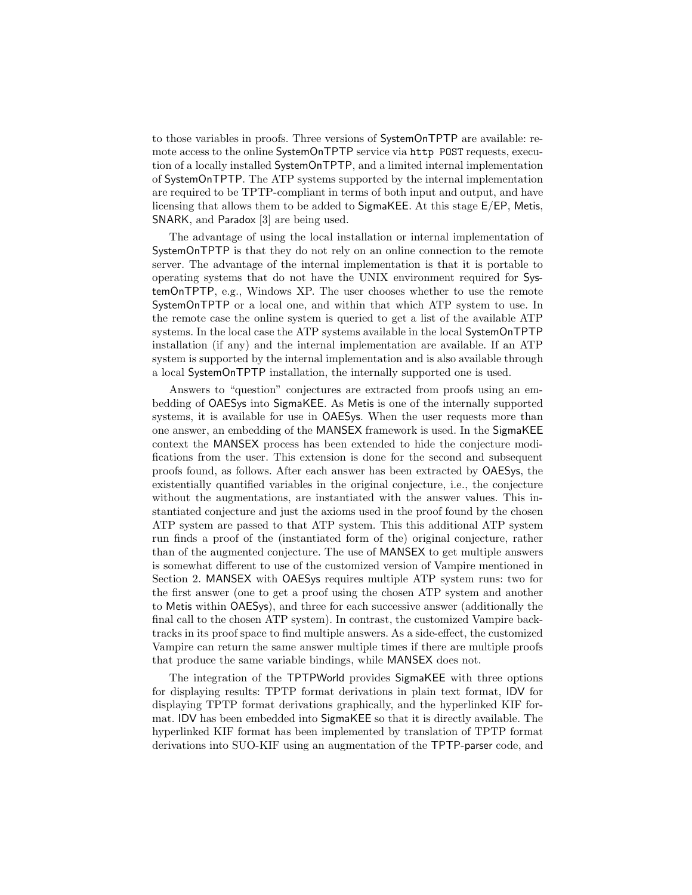to those variables in proofs. Three versions of SystemOnTPTP are available: remote access to the online SystemOnTPTP service via `http POST` requests, execution of a locally installed SystemOnTPTP, and a limited internal implementation of SystemOnTPTP. The ATP systems supported by the internal implementation are required to be TPTP-compliant in terms of both input and output, and have licensing that allows them to be added to SigmaKEE. At this stage E/EP, Metis, SNARK, and Paradox [3] are being used.

The advantage of using the local installation or internal implementation of SystemOnTPTP is that they do not rely on an online connection to the remote server. The advantage of the internal implementation is that it is portable to operating systems that do not have the UNIX environment required for SystemOnTPTP, e.g., Windows XP. The user chooses whether to use the remote SystemOnTPTP or a local one, and within that which ATP system to use. In the remote case the online system is queried to get a list of the available ATP systems. In the local case the ATP systems available in the local SystemOnTPTP installation (if any) and the internal implementation are available. If an ATP system is supported by the internal implementation and is also available through a local SystemOnTPTP installation, the internally supported one is used.

Answers to "question" conjectures are extracted from proofs using an embedding of OAESys into SigmaKEE. As Metis is one of the internally supported systems, it is available for use in OAESys. When the user requests more than one answer, an embedding of the MANSEX framework is used. In the SigmaKEE context the MANSEX process has been extended to hide the conjecture modifications from the user. This extension is done for the second and subsequent proofs found, as follows. After each answer has been extracted by OAESys, the existentially quantified variables in the original conjecture, i.e., the conjecture without the augmentations, are instantiated with the answer values. This instantiated conjecture and just the axioms used in the proof found by the chosen ATP system are passed to that ATP system. This this additional ATP system run finds a proof of the (instantiated form of the) original conjecture, rather than of the augmented conjecture. The use of MANSEX to get multiple answers is somewhat different to use of the customized version of Vampire mentioned in Section 2. MANSEX with OAESys requires multiple ATP system runs: two for the first answer (one to get a proof using the chosen ATP system and another to Metis within OAESys), and three for each successive answer (additionally the final call to the chosen ATP system). In contrast, the customized Vampire backtracks in its proof space to find multiple answers. As a side-effect, the customized Vampire can return the same answer multiple times if there are multiple proofs that produce the same variable bindings, while MANSEX does not.

The integration of the TPTPWorld provides SigmaKEE with three options for displaying results: TPTP format derivations in plain text format, IDV for displaying TPTP format derivations graphically, and the hyperlinked KIF format. IDV has been embedded into SigmaKEE so that it is directly available. The hyperlinked KIF format has been implemented by translation of TPTP format derivations into SUO-KIF using an augmentation of the TPTP-parser code, and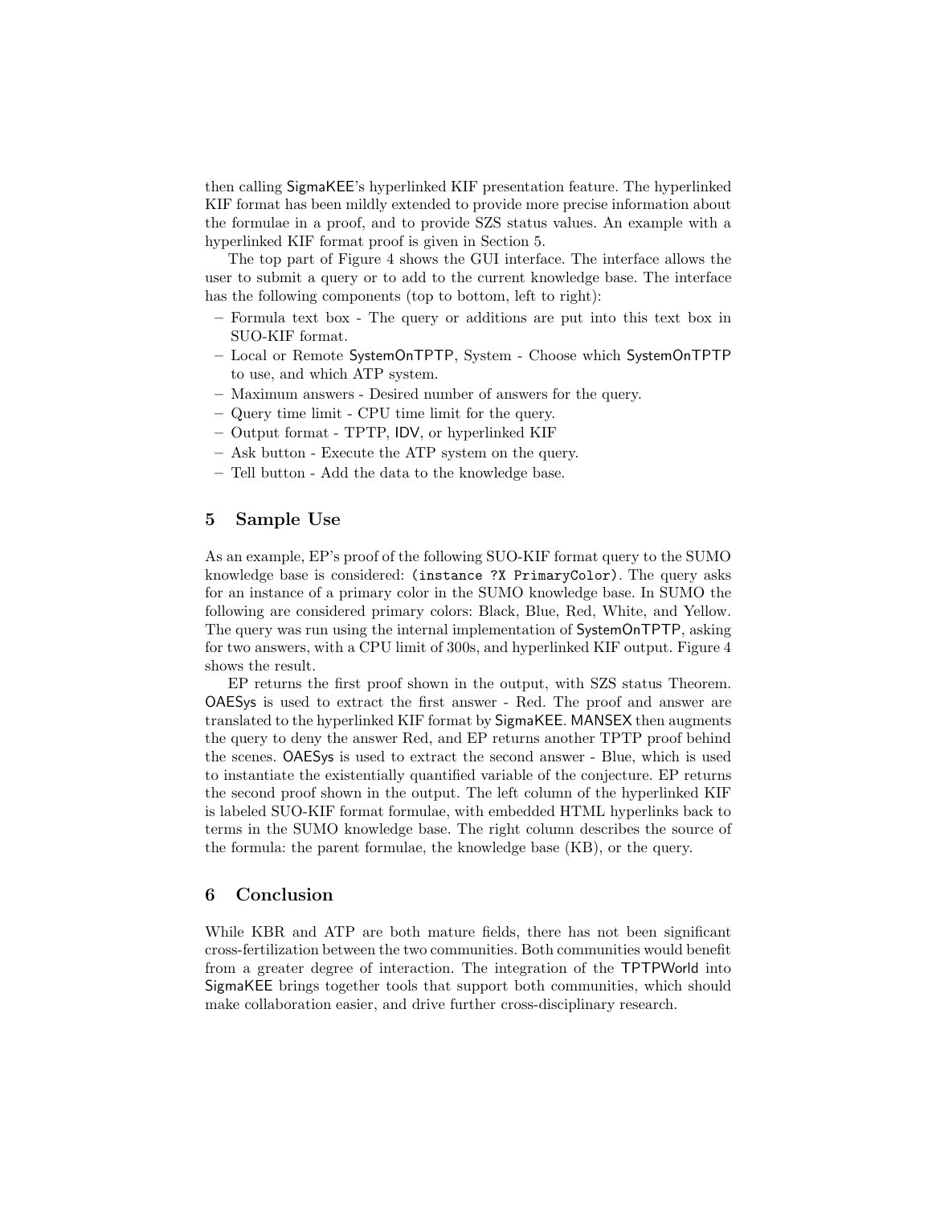then calling SigmaKEE's hyperlinked KIF presentation feature. The hyperlinked KIF format has been mildly extended to provide more precise information about the formulae in a proof, and to provide SZS status values. An example with a hyperlinked KIF format proof is given in Section 5.

The top part of Figure 4 shows the GUI interface. The interface allows the user to submit a query or to add to the current knowledge base. The interface has the following components (top to bottom, left to right):

- Formula text box - The query or additions are put into this text box in SUO-KIF format.
- Local or Remote SystemOnTPTP, System - Choose which SystemOnTPTP to use, and which ATP system.
- Maximum answers - Desired number of answers for the query.
- Query time limit - CPU time limit for the query.
- Output format - TPTP, IDV, or hyperlinked KIF
- Ask button - Execute the ATP system on the query.
- Tell button - Add the data to the knowledge base.

## 5 Sample Use

As an example, EP's proof of the following SUO-KIF format query to the SUMO knowledge base is considered: `(instance ?X PrimaryColor)`. The query asks for an instance of a primary color in the SUMO knowledge base. In SUMO the following are considered primary colors: Black, Blue, Red, White, and Yellow. The query was run using the internal implementation of SystemOnTPTP, asking for two answers, with a CPU limit of 300s, and hyperlinked KIF output. Figure 4 shows the result.

EP returns the first proof shown in the output, with SZS status Theorem. OAESys is used to extract the first answer - Red. The proof and answer are translated to the hyperlinked KIF format by SigmaKEE. MANSEX then augments the query to deny the answer Red, and EP returns another TPTP proof behind the scenes. OAESys is used to extract the second answer - Blue, which is used to instantiate the existentially quantified variable of the conjecture. EP returns the second proof shown in the output. The left column of the hyperlinked KIF is labeled SUO-KIF format formulae, with embedded HTML hyperlinks back to terms in the SUMO knowledge base. The right column describes the source of the formula: the parent formulae, the knowledge base (KB), or the query.

## 6 Conclusion

While KBR and ATP are both mature fields, there has not been significant cross-fertilization between the two communities. Both communities would benefit from a greater degree of interaction. The integration of the TPTPWorld into SigmaKEE brings together tools that support both communities, which should make collaboration easier, and drive further cross-disciplinary research.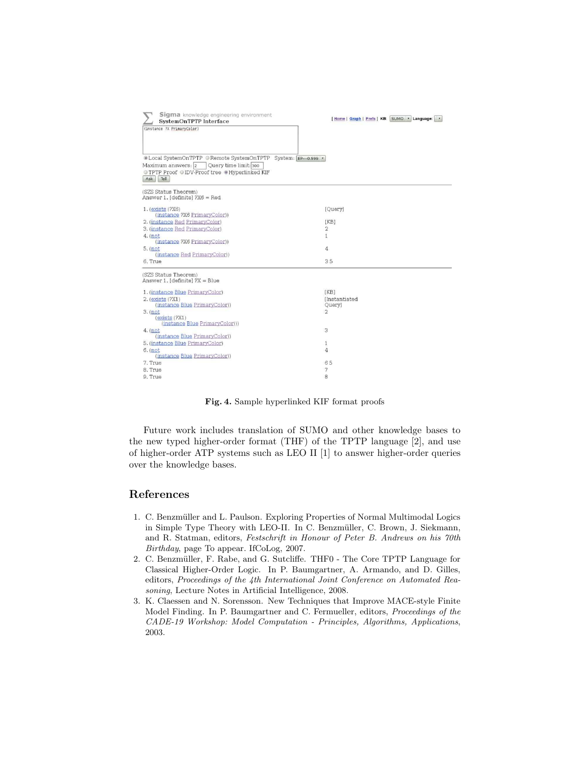```
Sigma knowledge engineering environment
SystemOnTPTP Interface                         [ Home | Graph | Prefs ] KB: SUMO  Language:

(instance ?X PrimaryColor)

Local SystemOnTPTP   Remote SystemOnTPTP   System: EP---0.999
Maximum answers: 2   Query time limit: 300
TPTP Proof   IDV-Proof tree   Hyperlinked KIF
Ask  Tell

(SZS Status Theorem)
Answer 1. [definite] ?X6 = Red

1. (exists (?X6)                                [Query]
      (instance ?X6 PrimaryColor))
2. (instance Red PrimaryColor)                  [KB]
3. (instance Red PrimaryColor)                  2
4. (not                                         1
      (instance ?X6 PrimaryColor))
5. (not                                         4
      (instance Red PrimaryColor))
6. True                                         3 5

(SZS Status Theorem)
Answer 1. [definite] ?X = Blue

1. (instance Blue PrimaryColor)                 [KB]
2. (exists (?X1)                                [Instantiated
      (instance Blue PrimaryColor))             Query]
3. (not                                         2
      (exists (?X1)
         (instance Blue PrimaryColor)))
4. (not                                         3
      (instance Blue PrimaryColor))
5. (instance Blue PrimaryColor)                 1
6. (not                                         4
      (instance Blue PrimaryColor))
7. True                                         6 5
8. True                                         7
9. True                                         8
```

**Fig. 4.** Sample hyperlinked KIF format proofs

Future work includes translation of SUMO and other knowledge bases to the new typed higher-order format (THF) of the TPTP language [2], and use of higher-order ATP systems such as LEO II [1] to answer higher-order queries over the knowledge bases.

## References

1. C. Benzmüller and L. Paulson. Exploring Properties of Normal Multimodal Logics in Simple Type Theory with LEO-II. In C. Benzmüller, C. Brown, J. Siekmann, and R. Statman, editors, *Festschrift in Honour of Peter B. Andrews on his 70th Birthday*, page To appear. IfCoLog, 2007.
2. C. Benzmüller, F. Rabe, and G. Sutcliffe. THF0 - The Core TPTP Language for Classical Higher-Order Logic. In P. Baumgartner, A. Armando, and D. Gilles, editors, *Proceedings of the 4th International Joint Conference on Automated Reasoning*, Lecture Notes in Artificial Intelligence, 2008.
3. K. Claessen and N. Sorensson. New Techniques that Improve MACE-style Finite Model Finding. In P. Baumgartner and C. Fermueller, editors, *Proceedings of the CADE-19 Workshop: Model Computation - Principles, Algorithms, Applications*, 2003.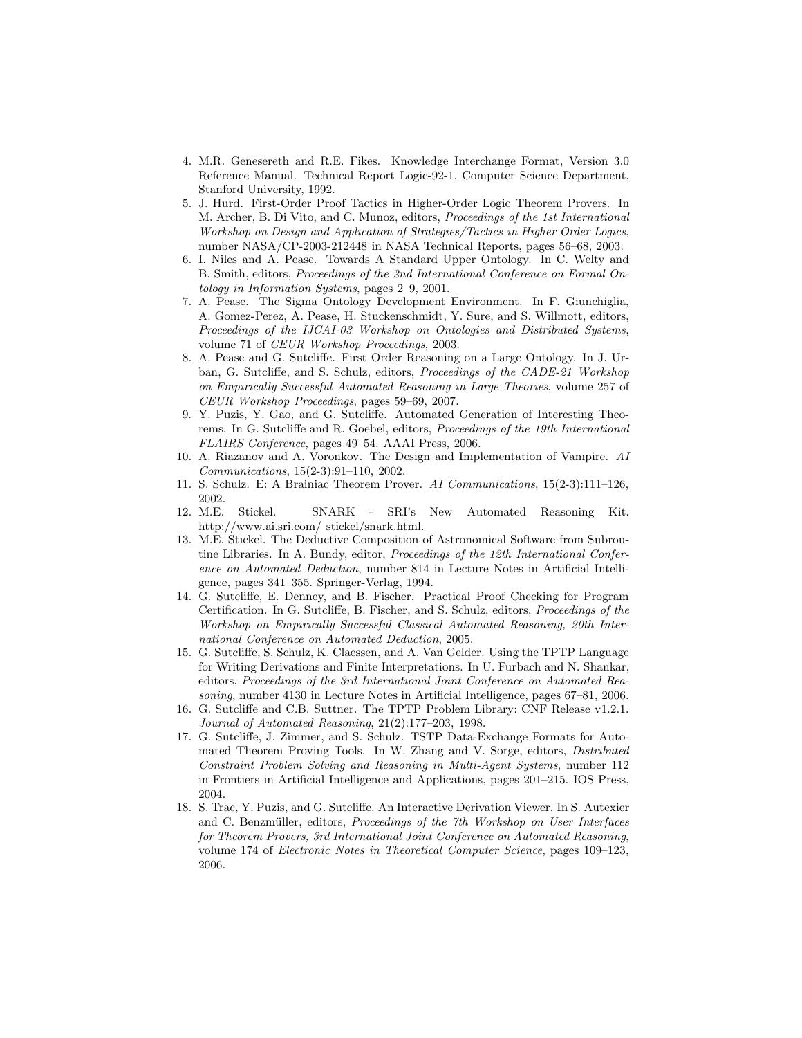4. M.R. Genesereth and R.E. Fikes. Knowledge Interchange Format, Version 3.0 Reference Manual. Technical Report Logic-92-1, Computer Science Department, Stanford University, 1992.
5. J. Hurd. First-Order Proof Tactics in Higher-Order Logic Theorem Provers. In M. Archer, B. Di Vito, and C. Munoz, editors, *Proceedings of the 1st International Workshop on Design and Application of Strategies/Tactics in Higher Order Logics*, number NASA/CP-2003-212448 in NASA Technical Reports, pages 56–68, 2003.
6. I. Niles and A. Pease. Towards A Standard Upper Ontology. In C. Welty and B. Smith, editors, *Proceedings of the 2nd International Conference on Formal Ontology in Information Systems*, pages 2–9, 2001.
7. A. Pease. The Sigma Ontology Development Environment. In F. Giunchiglia, A. Gomez-Perez, A. Pease, H. Stuckenschmidt, Y. Sure, and S. Willmott, editors, *Proceedings of the IJCAI-03 Workshop on Ontologies and Distributed Systems*, volume 71 of *CEUR Workshop Proceedings*, 2003.
8. A. Pease and G. Sutcliffe. First Order Reasoning on a Large Ontology. In J. Urban, G. Sutcliffe, and S. Schulz, editors, *Proceedings of the CADE-21 Workshop on Empirically Successful Automated Reasoning in Large Theories*, volume 257 of *CEUR Workshop Proceedings*, pages 59–69, 2007.
9. Y. Puzis, Y. Gao, and G. Sutcliffe. Automated Generation of Interesting Theorems. In G. Sutcliffe and R. Goebel, editors, *Proceedings of the 19th International FLAIRS Conference*, pages 49–54. AAAI Press, 2006.
10. A. Riazanov and A. Voronkov. The Design and Implementation of Vampire. *AI Communications*, 15(2-3):91–110, 2002.
11. S. Schulz. E: A Brainiac Theorem Prover. *AI Communications*, 15(2-3):111–126, 2002.
12. M.E. Stickel. SNARK - SRI's New Automated Reasoning Kit. http://www.ai.sri.com/ stickel/snark.html.
13. M.E. Stickel. The Deductive Composition of Astronomical Software from Subroutine Libraries. In A. Bundy, editor, *Proceedings of the 12th International Conference on Automated Deduction*, number 814 in Lecture Notes in Artificial Intelligence, pages 341–355. Springer-Verlag, 1994.
14. G. Sutcliffe, E. Denney, and B. Fischer. Practical Proof Checking for Program Certification. In G. Sutcliffe, B. Fischer, and S. Schulz, editors, *Proceedings of the Workshop on Empirically Successful Classical Automated Reasoning, 20th International Conference on Automated Deduction*, 2005.
15. G. Sutcliffe, S. Schulz, K. Claessen, and A. Van Gelder. Using the TPTP Language for Writing Derivations and Finite Interpretations. In U. Furbach and N. Shankar, editors, *Proceedings of the 3rd International Joint Conference on Automated Reasoning*, number 4130 in Lecture Notes in Artificial Intelligence, pages 67–81, 2006.
16. G. Sutcliffe and C.B. Suttner. The TPTP Problem Library: CNF Release v1.2.1. *Journal of Automated Reasoning*, 21(2):177–203, 1998.
17. G. Sutcliffe, J. Zimmer, and S. Schulz. TSTP Data-Exchange Formats for Automated Theorem Proving Tools. In W. Zhang and V. Sorge, editors, *Distributed Constraint Problem Solving and Reasoning in Multi-Agent Systems*, number 112 in Frontiers in Artificial Intelligence and Applications, pages 201–215. IOS Press, 2004.
18. S. Trac, Y. Puzis, and G. Sutcliffe. An Interactive Derivation Viewer. In S. Autexier and C. Benzmüller, editors, *Proceedings of the 7th Workshop on User Interfaces for Theorem Provers, 3rd International Joint Conference on Automated Reasoning*, volume 174 of *Electronic Notes in Theoretical Computer Science*, pages 109–123, 2006.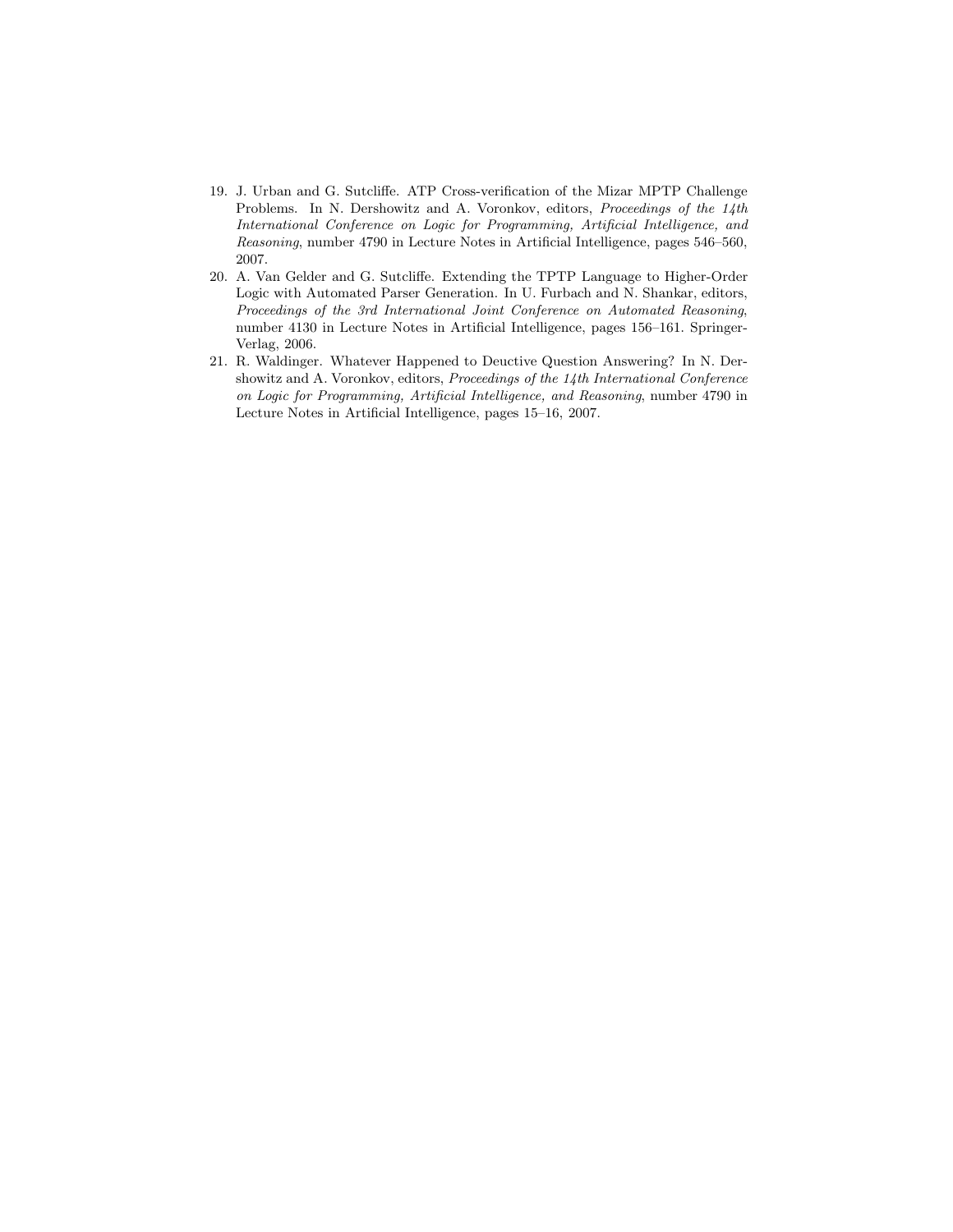19. J. Urban and G. Sutcliffe. ATP Cross-verification of the Mizar MPTP Challenge Problems. In N. Dershowitz and A. Voronkov, editors, *Proceedings of the 14th International Conference on Logic for Programming, Artificial Intelligence, and Reasoning*, number 4790 in Lecture Notes in Artificial Intelligence, pages 546–560, 2007.
20. A. Van Gelder and G. Sutcliffe. Extending the TPTP Language to Higher-Order Logic with Automated Parser Generation. In U. Furbach and N. Shankar, editors, *Proceedings of the 3rd International Joint Conference on Automated Reasoning*, number 4130 in Lecture Notes in Artificial Intelligence, pages 156–161. Springer-Verlag, 2006.
21. R. Waldinger. Whatever Happened to Deuctive Question Answering? In N. Dershowitz and A. Voronkov, editors, *Proceedings of the 14th International Conference on Logic for Programming, Artificial Intelligence, and Reasoning*, number 4790 in Lecture Notes in Artificial Intelligence, pages 15–16, 2007.